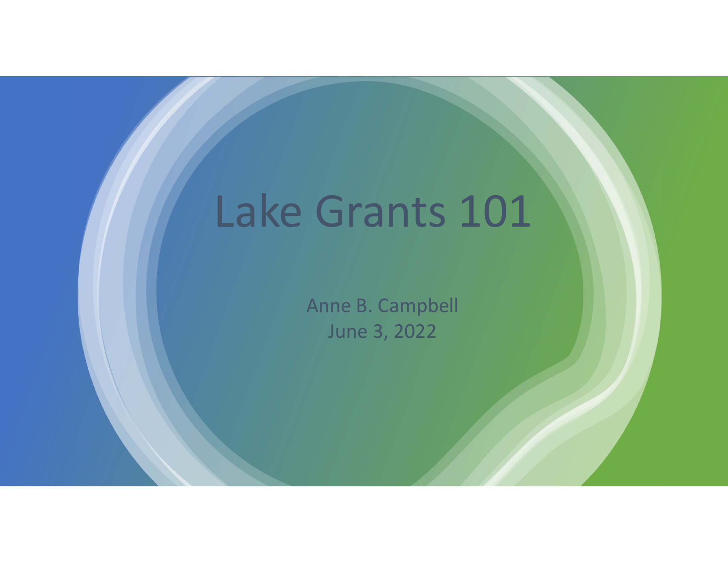# Lake Grants 101

Anne B. Campbell
June 3, 2022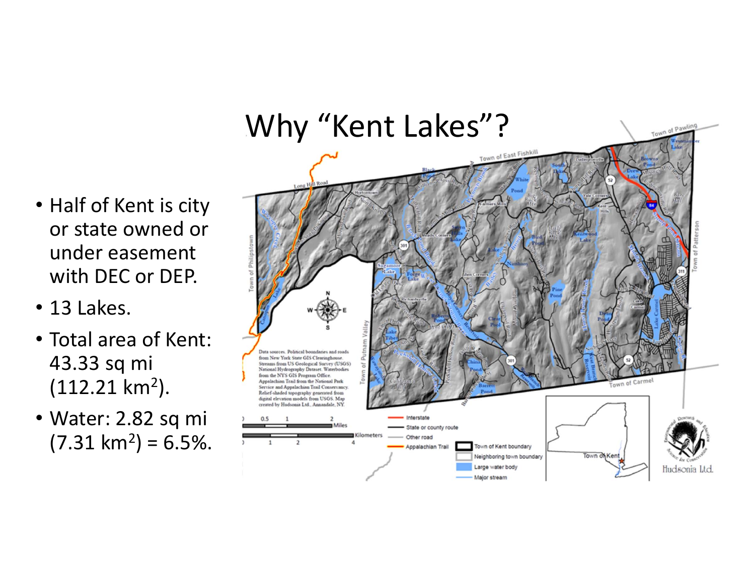# Why "Kent Lakes"?

- Half of Kent is city or state owned or under easement with DEC or DEP.
- 13 Lakes.
- Total area of Kent: 43.33 sq mi (112.21 km$^2$).
- Water: 2.82 sq mi (7.31 km$^2$) = 6.5%.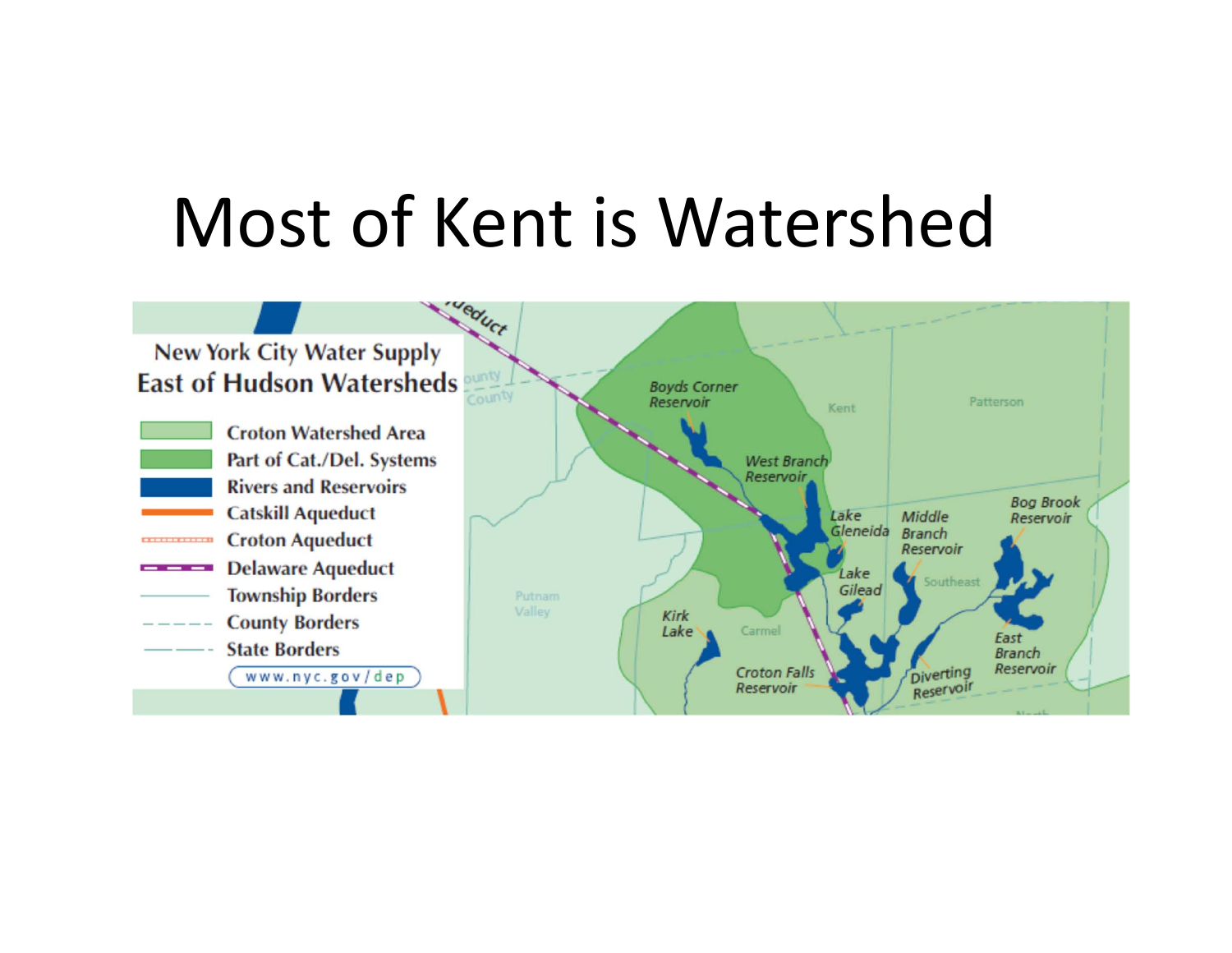# Most of Kent is Watershed

New York City Water Supply
East of Hudson Watersheds

- Croton Watershed Area
- Part of Cat./Del. Systems
- Rivers and Reservoirs
- Catskill Aqueduct
- Croton Aqueduct
- Delaware Aqueduct
- Township Borders
- County Borders
- State Borders

www.nyc.gov/dep

Boyds Corner Reservoir
West Branch Reservoir
Lake Gleneida
Lake Gilead
Middle Branch Reservoir
Bog Brook Reservoir
East Branch Reservoir
Diverting Reservoir
Croton Falls Reservoir
Kirk Lake
Kent
Patterson
Southeast
Carmel
Putnam Valley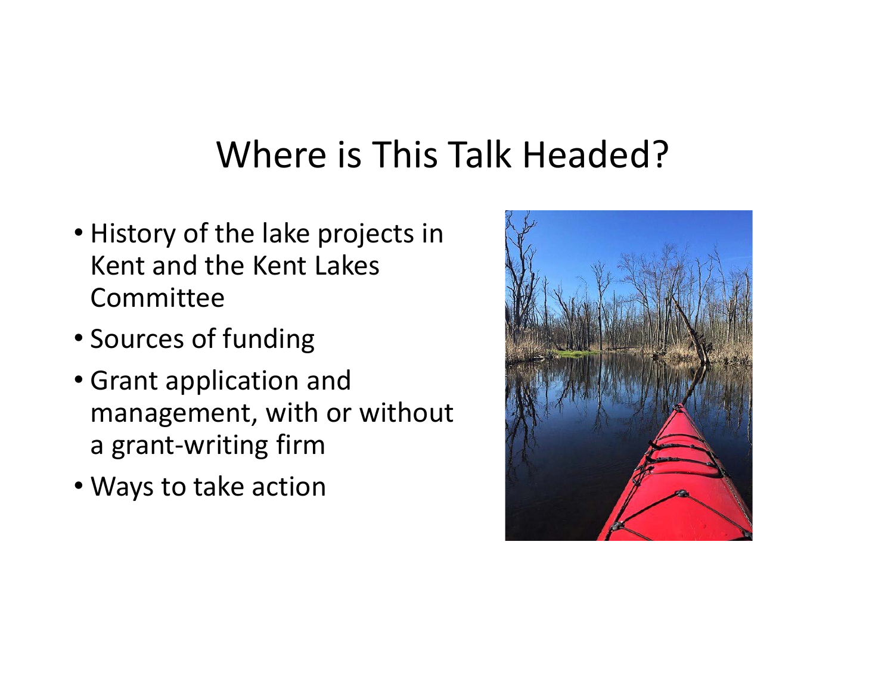# Where is This Talk Headed?

- History of the lake projects in Kent and the Kent Lakes Committee
- Sources of funding
- Grant application and management, with or without a grant-writing firm
- Ways to take action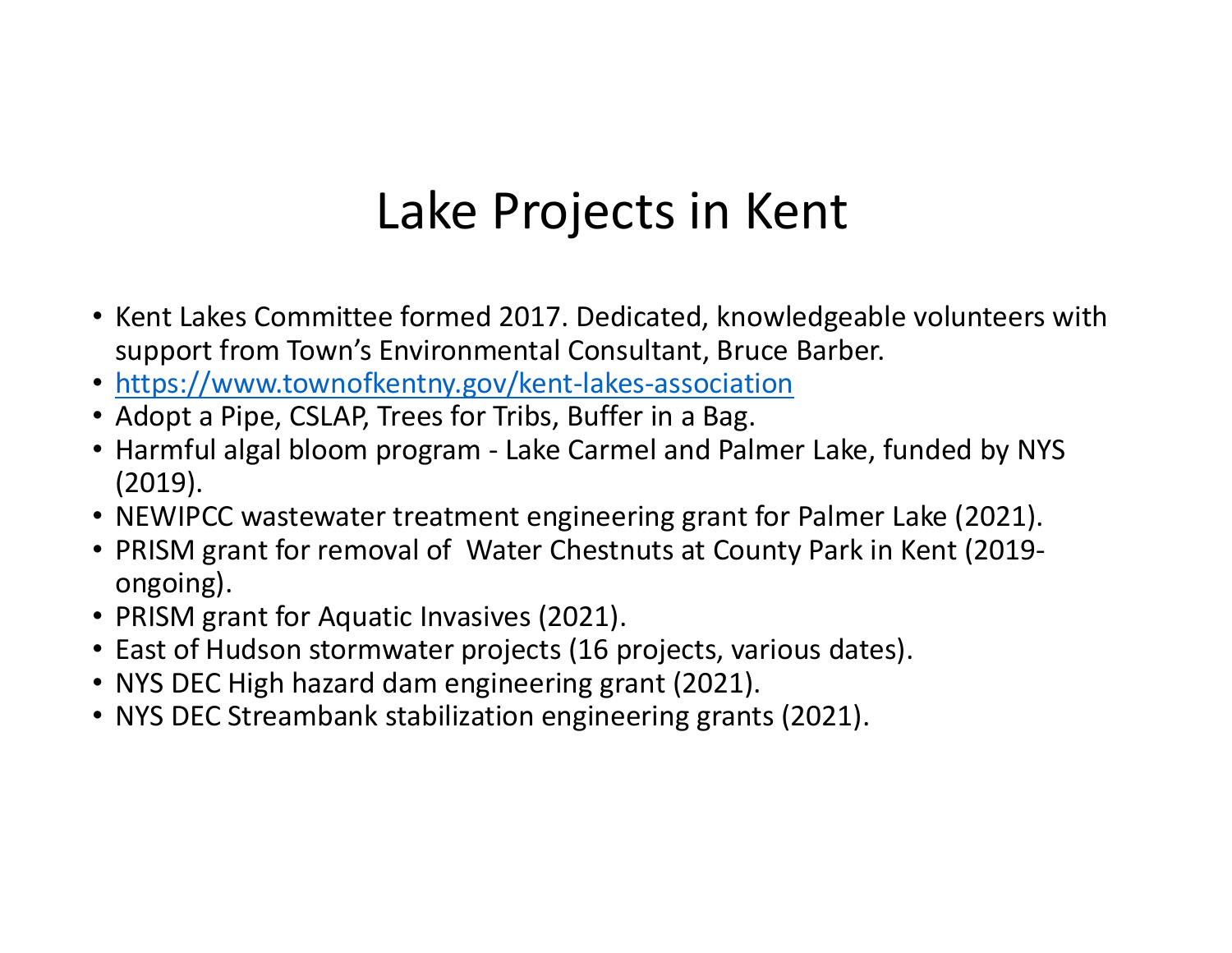# Lake Projects in Kent

- Kent Lakes Committee formed 2017. Dedicated, knowledgeable volunteers with support from Town's Environmental Consultant, Bruce Barber.
- https://www.townofkentny.gov/kent-lakes-association
- Adopt a Pipe, CSLAP, Trees for Tribs, Buffer in a Bag.
- Harmful algal bloom program - Lake Carmel and Palmer Lake, funded by NYS (2019).
- NEWIPCC wastewater treatment engineering grant for Palmer Lake (2021).
- PRISM grant for removal of Water Chestnuts at County Park in Kent (2019-ongoing).
- PRISM grant for Aquatic Invasives (2021).
- East of Hudson stormwater projects (16 projects, various dates).
- NYS DEC High hazard dam engineering grant (2021).
- NYS DEC Streambank stabilization engineering grants (2021).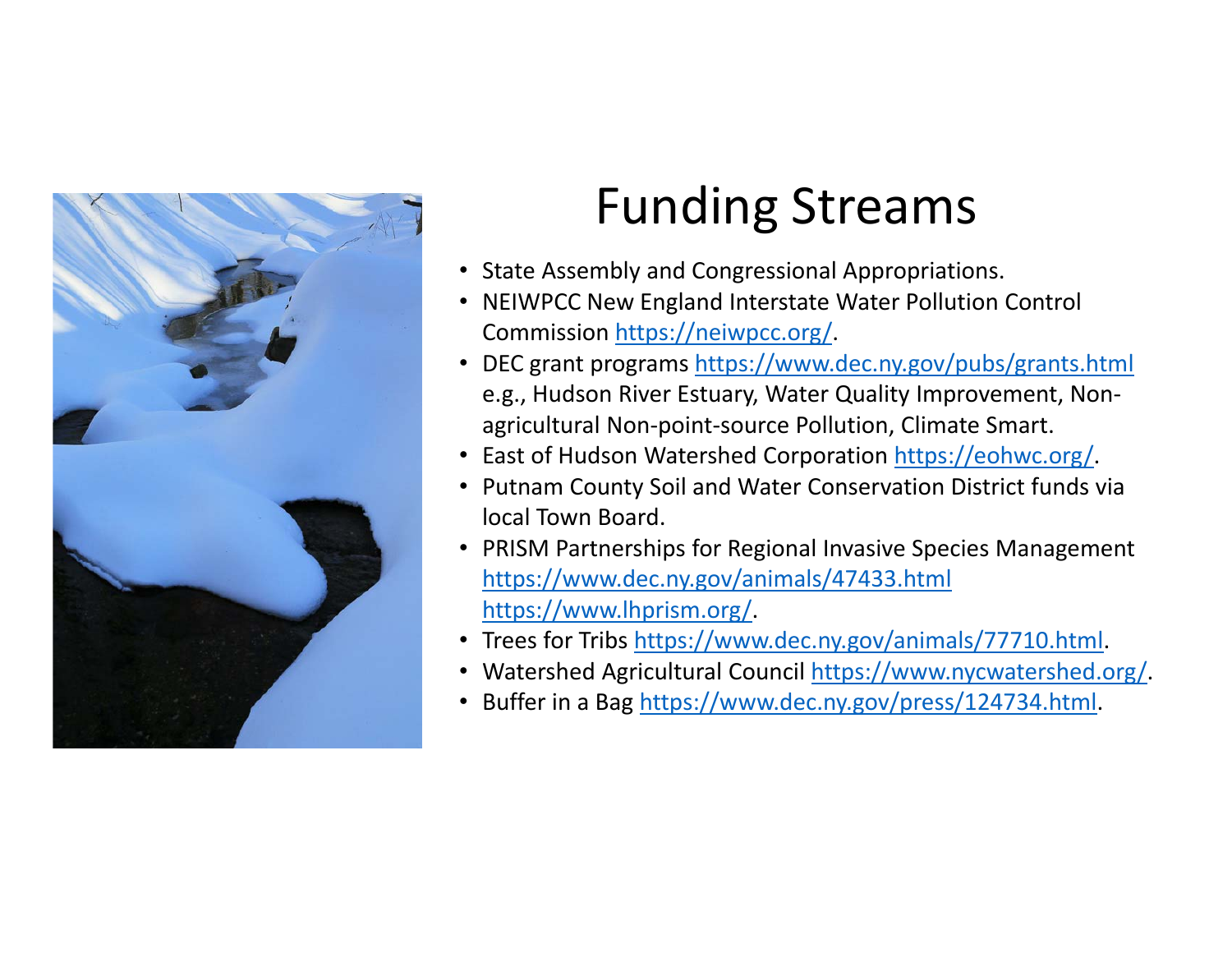# Funding Streams

- State Assembly and Congressional Appropriations.
- NEIWPCC New England Interstate Water Pollution Control Commission https://neiwpcc.org/.
- DEC grant programs https://www.dec.ny.gov/pubs/grants.html e.g., Hudson River Estuary, Water Quality Improvement, Non-agricultural Non-point-source Pollution, Climate Smart.
- East of Hudson Watershed Corporation https://eohwc.org/.
- Putnam County Soil and Water Conservation District funds via local Town Board.
- PRISM Partnerships for Regional Invasive Species Management https://www.dec.ny.gov/animals/47433.html https://www.lhprism.org/.
- Trees for Tribs https://www.dec.ny.gov/animals/77710.html.
- Watershed Agricultural Council https://www.nycwatershed.org/.
- Buffer in a Bag https://www.dec.ny.gov/press/124734.html.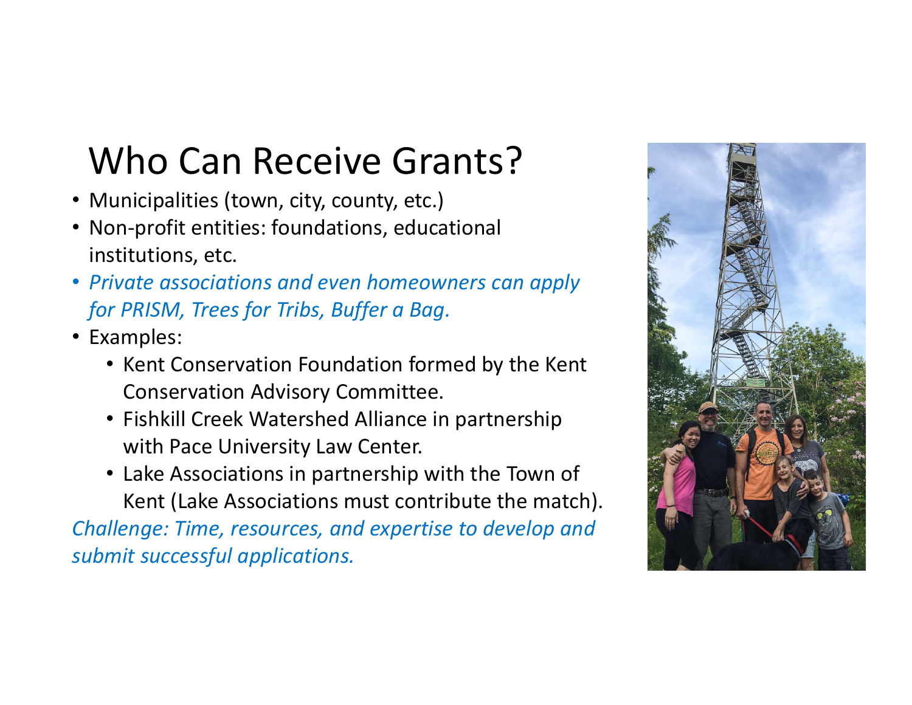# Who Can Receive Grants?

- Municipalities (town, city, county, etc.)
- Non-profit entities: foundations, educational institutions, etc.
- *Private associations and even homeowners can apply for PRISM, Trees for Tribs, Buffer a Bag.*
- Examples:
  - Kent Conservation Foundation formed by the Kent Conservation Advisory Committee.
  - Fishkill Creek Watershed Alliance in partnership with Pace University Law Center.
  - Lake Associations in partnership with the Town of Kent (Lake Associations must contribute the match).

*Challenge: Time, resources, and expertise to develop and submit successful applications.*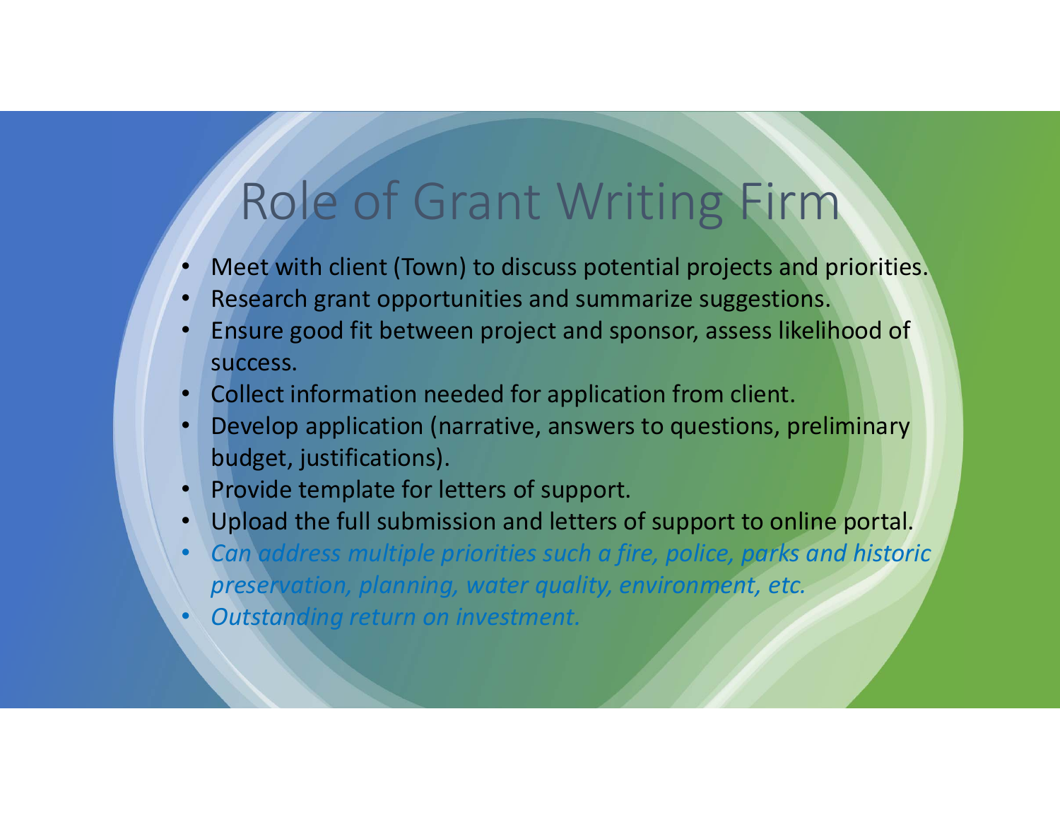# Role of Grant Writing Firm

- Meet with client (Town) to discuss potential projects and priorities.
- Research grant opportunities and summarize suggestions.
- Ensure good fit between project and sponsor, assess likelihood of success.
- Collect information needed for application from client.
- Develop application (narrative, answers to questions, preliminary budget, justifications).
- Provide template for letters of support.
- Upload the full submission and letters of support to online portal.
- *Can address multiple priorities such a fire, police, parks and historic preservation, planning, water quality, environment, etc.*
- *Outstanding return on investment.*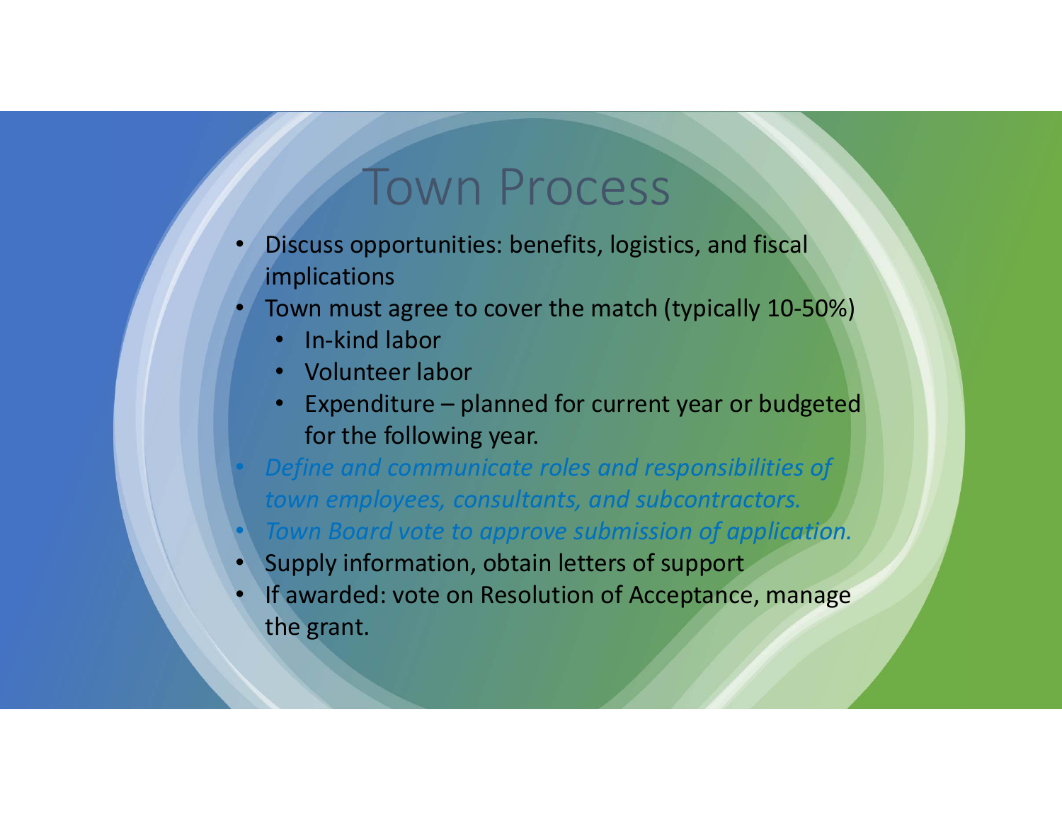# Town Process

- Discuss opportunities: benefits, logistics, and fiscal implications
- Town must agree to cover the match (typically 10-50%)
  - In-kind labor
  - Volunteer labor
  - Expenditure – planned for current year or budgeted for the following year.
- *Define and communicate roles and responsibilities of town employees, consultants, and subcontractors.*
- *Town Board vote to approve submission of application.*
- Supply information, obtain letters of support
- If awarded: vote on Resolution of Acceptance, manage the grant.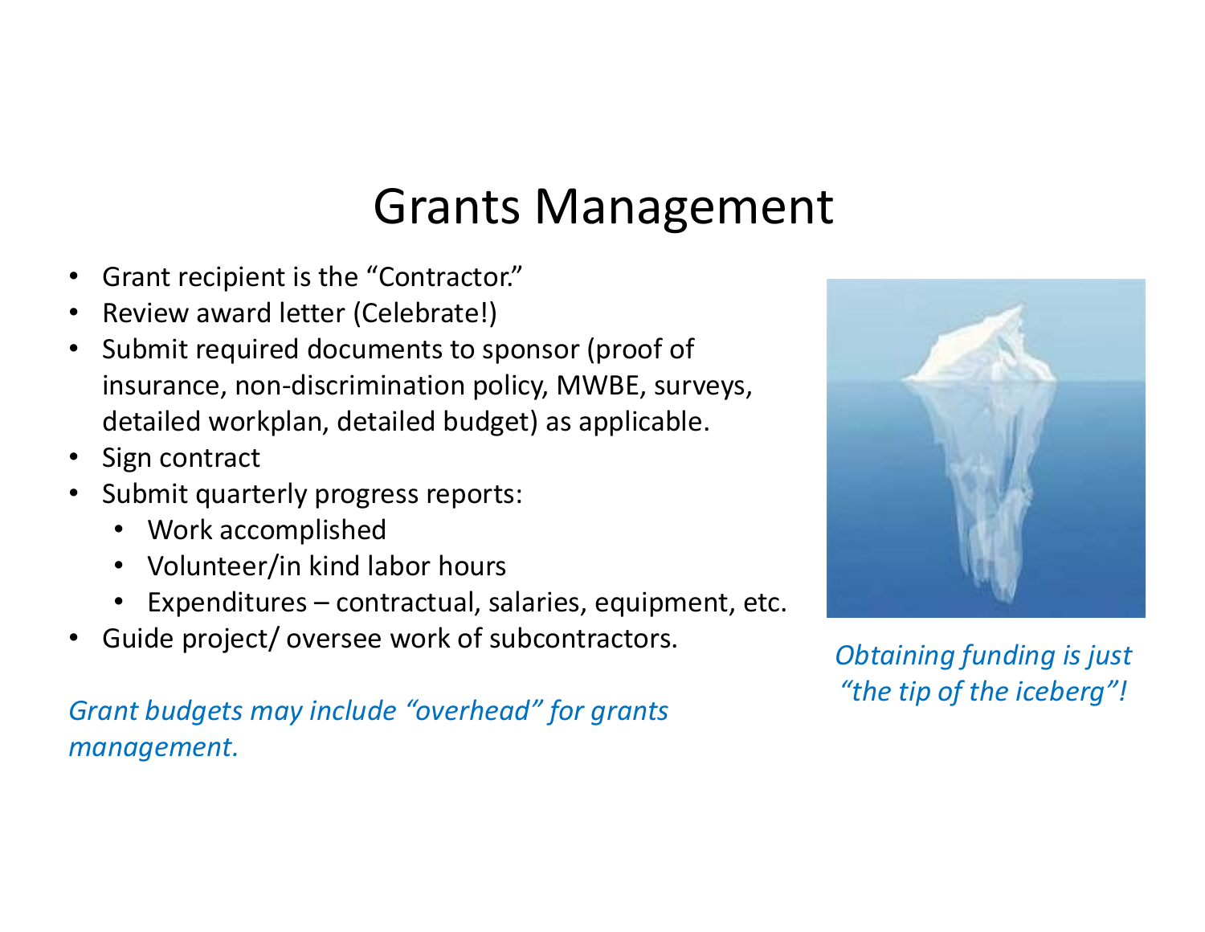# Grants Management

- Grant recipient is the "Contractor."
- Review award letter (Celebrate!)
- Submit required documents to sponsor (proof of insurance, non-discrimination policy, MWBE, surveys, detailed workplan, detailed budget) as applicable.
- Sign contract
- Submit quarterly progress reports:
  - Work accomplished
  - Volunteer/in kind labor hours
  - Expenditures – contractual, salaries, equipment, etc.
- Guide project/ oversee work of subcontractors.

*Grant budgets may include "overhead" for grants management.*

*Obtaining funding is just "the tip of the iceberg"!*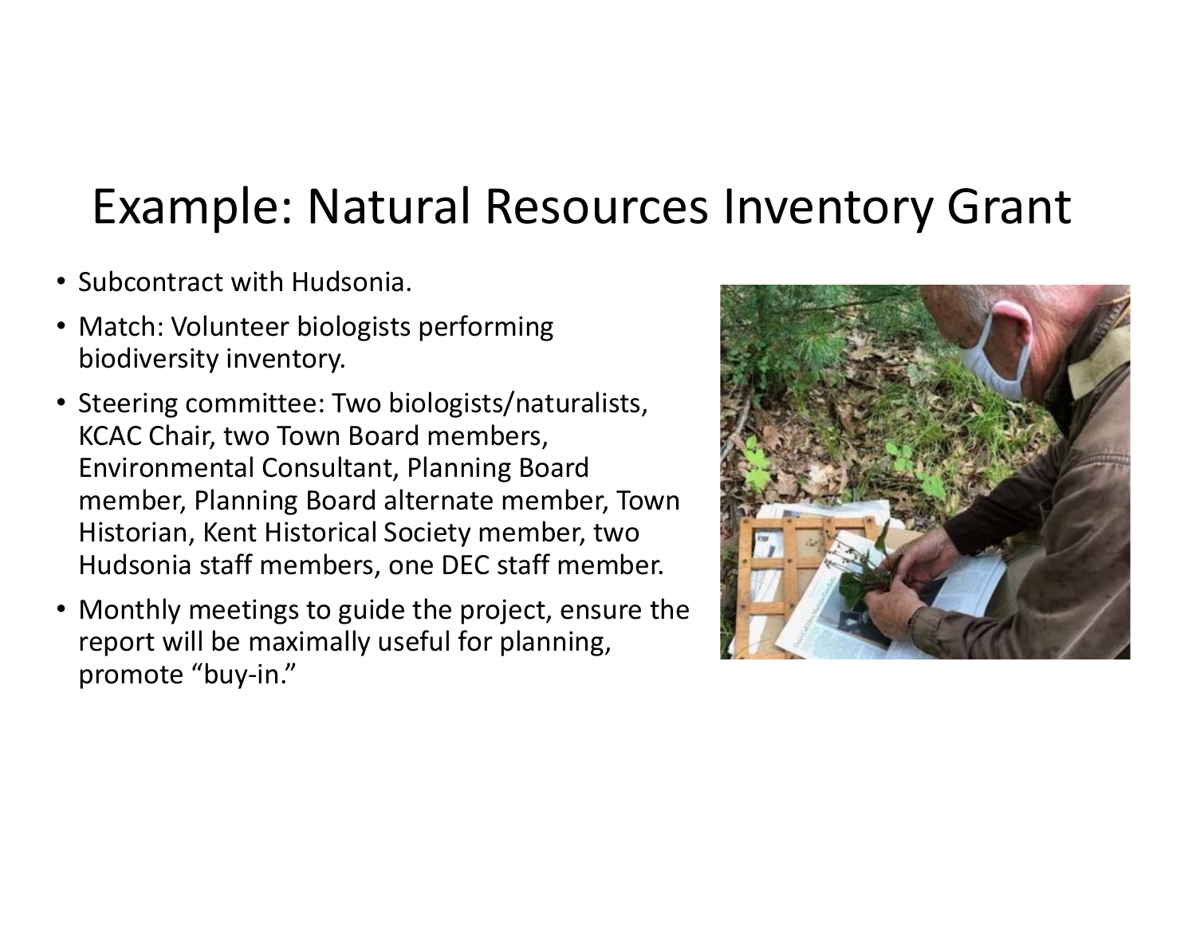# Example: Natural Resources Inventory Grant

- Subcontract with Hudsonia.
- Match: Volunteer biologists performing biodiversity inventory.
- Steering committee: Two biologists/naturalists, KCAC Chair, two Town Board members, Environmental Consultant, Planning Board member, Planning Board alternate member, Town Historian, Kent Historical Society member, two Hudsonia staff members, one DEC staff member.
- Monthly meetings to guide the project, ensure the report will be maximally useful for planning, promote "buy-in."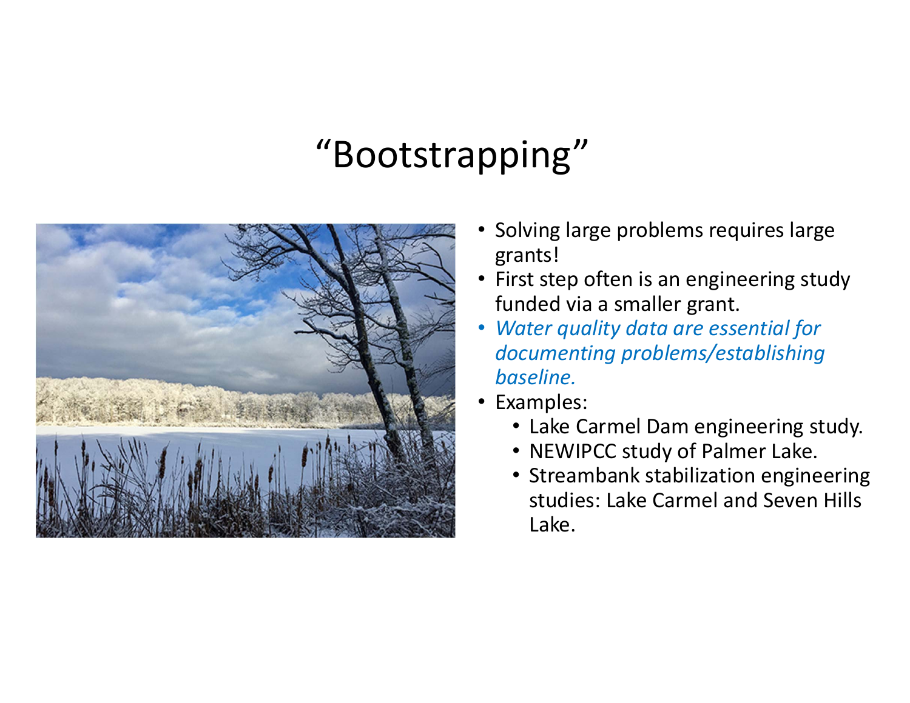# “Bootstrapping”

- Solving large problems requires large grants!
- First step often is an engineering study funded via a smaller grant.
- *Water quality data are essential for documenting problems/establishing baseline.*
- Examples:
  - Lake Carmel Dam engineering study.
  - NEWIPCC study of Palmer Lake.
  - Streambank stabilization engineering studies: Lake Carmel and Seven Hills Lake.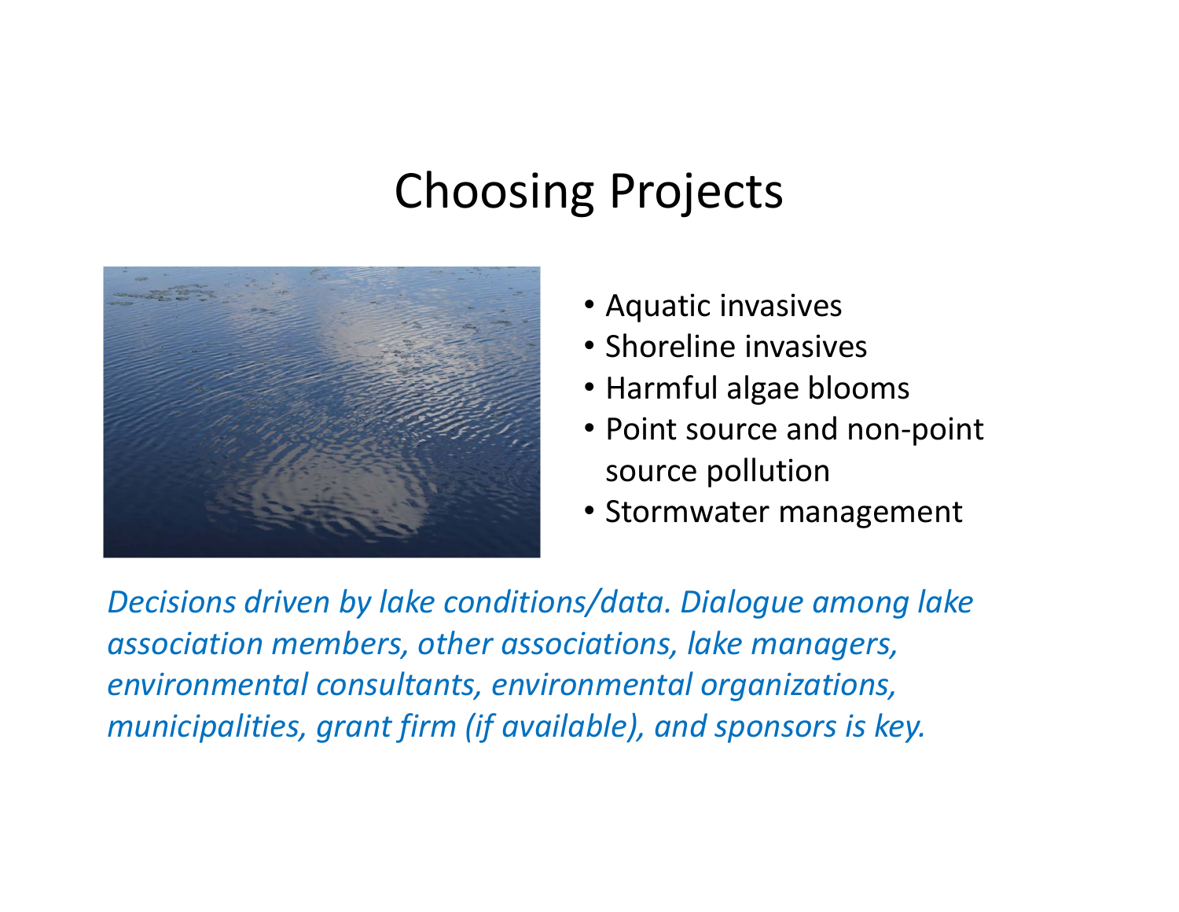# Choosing Projects

- Aquatic invasives
- Shoreline invasives
- Harmful algae blooms
- Point source and non-point source pollution
- Stormwater management

*Decisions driven by lake conditions/data. Dialogue among lake association members, other associations, lake managers, environmental consultants, environmental organizations, municipalities, grant firm (if available), and sponsors is key.*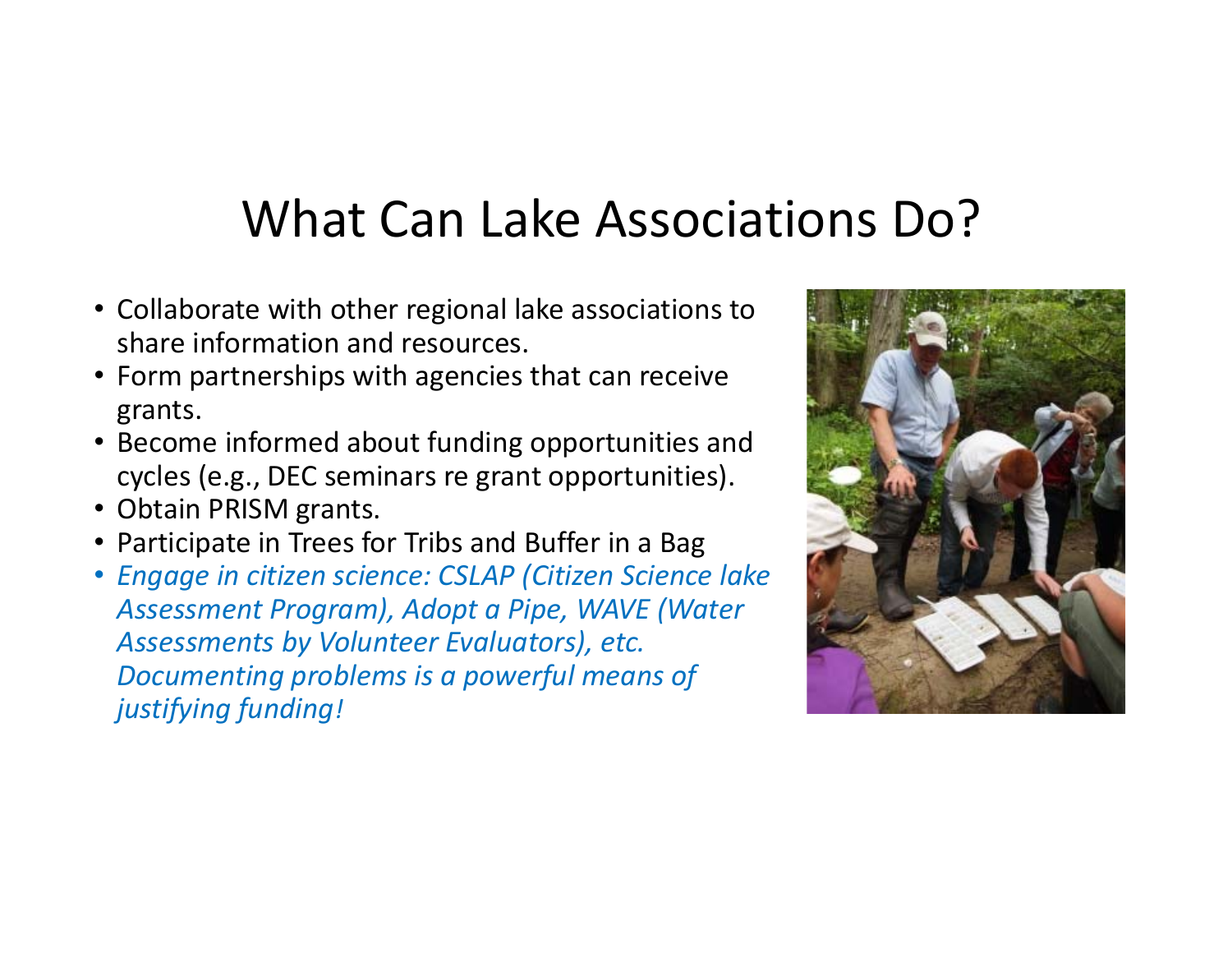# What Can Lake Associations Do?

- Collaborate with other regional lake associations to share information and resources.
- Form partnerships with agencies that can receive grants.
- Become informed about funding opportunities and cycles (e.g., DEC seminars re grant opportunities).
- Obtain PRISM grants.
- Participate in Trees for Tribs and Buffer in a Bag
- *Engage in citizen science: CSLAP (Citizen Science lake Assessment Program), Adopt a Pipe, WAVE (Water Assessments by Volunteer Evaluators), etc. Documenting problems is a powerful means of justifying funding!*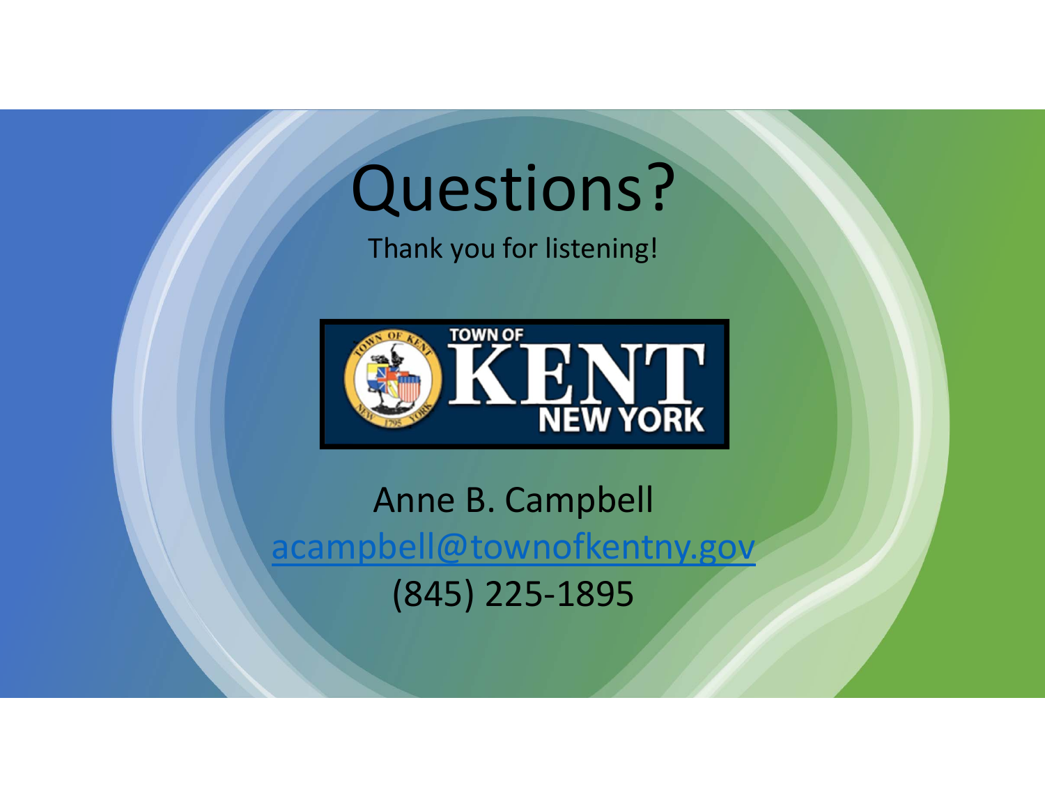# Questions?

Thank you for listening!

TOWN OF KENT NEW YORK

Anne B. Campbell

acampbell@townofkentny.gov

(845) 225-1895